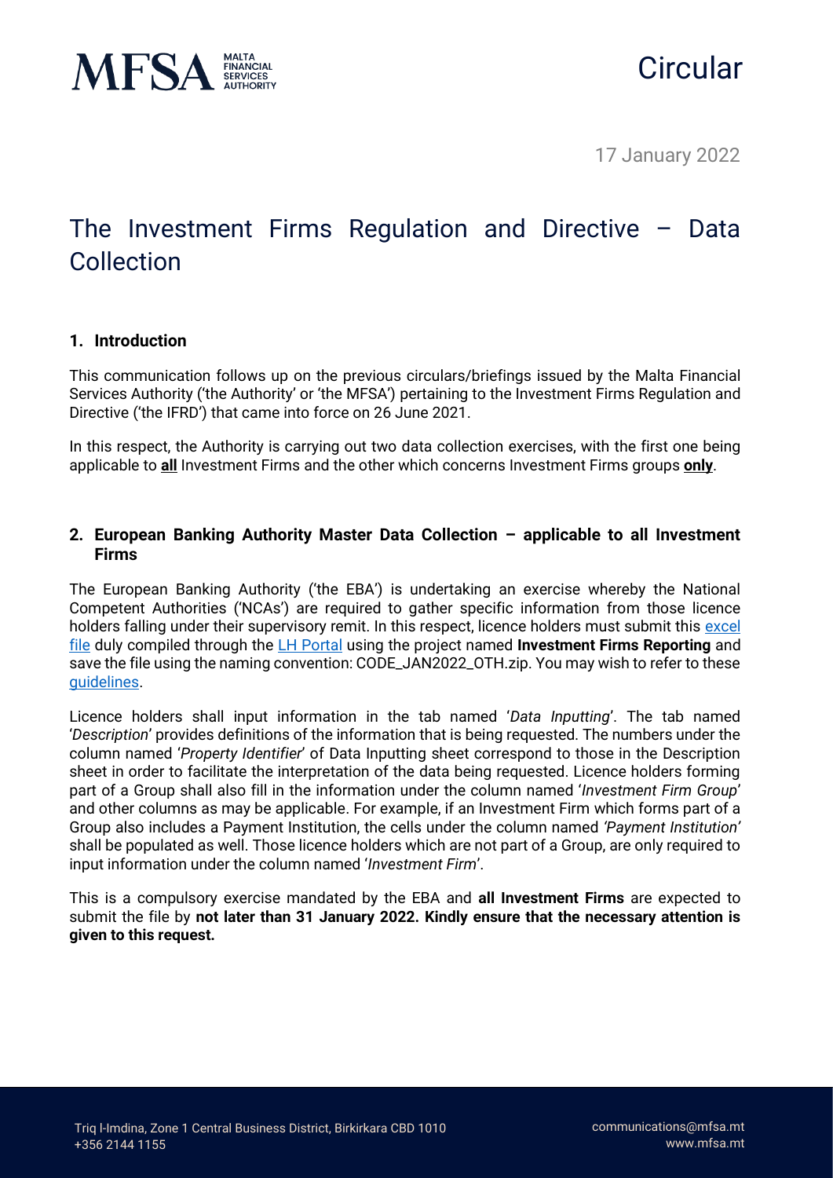Circular

17 January 2022

# The Investment Firms Regulation and Directive – Data Collection

## 1. Introduction

This communication follows up on the previous circulars/briefings issued by the Malta Financial Services Authority ('the Authority' or 'the MFSA') pertaining to the Investment Firms Regulation and Directive ('the IFRD') that came into force on 26 June 2021.

In this respect, the Authority is carrying out two data collection exercises, with the first one being applicable to **all** Investment Firms and the other which concerns Investment Firms groups **only**.

## 2. European Banking Authority Master Data Collection – applicable to all Investment Firms

The European Banking Authority ('the EBA') is undertaking an exercise whereby the National Competent Authorities ('NCAs') are required to gather specific information from those licence holders falling under their supervisory remit. In this respect, licence holders must submit this excel file duly compiled through the LH Portal using the project named **Investment Firms Reporting** and save the file using the naming convention: CODE_JAN2022_OTH.zip. You may wish to refer to these guidelines.

Licence holders shall input information in the tab named '*Data Inputting*'. The tab named '*Description*' provides definitions of the information that is being requested. The numbers under the column named '*Property Identifier*' of Data Inputting sheet correspond to those in the Description sheet in order to facilitate the interpretation of the data being requested. Licence holders forming part of a Group shall also fill in the information under the column named '*Investment Firm Group*' and other columns as may be applicable. For example, if an Investment Firm which forms part of a Group also includes a Payment Institution, the cells under the column named *'Payment Institution'* shall be populated as well. Those licence holders which are not part of a Group, are only required to input information under the column named '*Investment Firm*'.

This is a compulsory exercise mandated by the EBA and **all Investment Firms** are expected to submit the file by **not later than 31 January 2022. Kindly ensure that the necessary attention is given to this request.**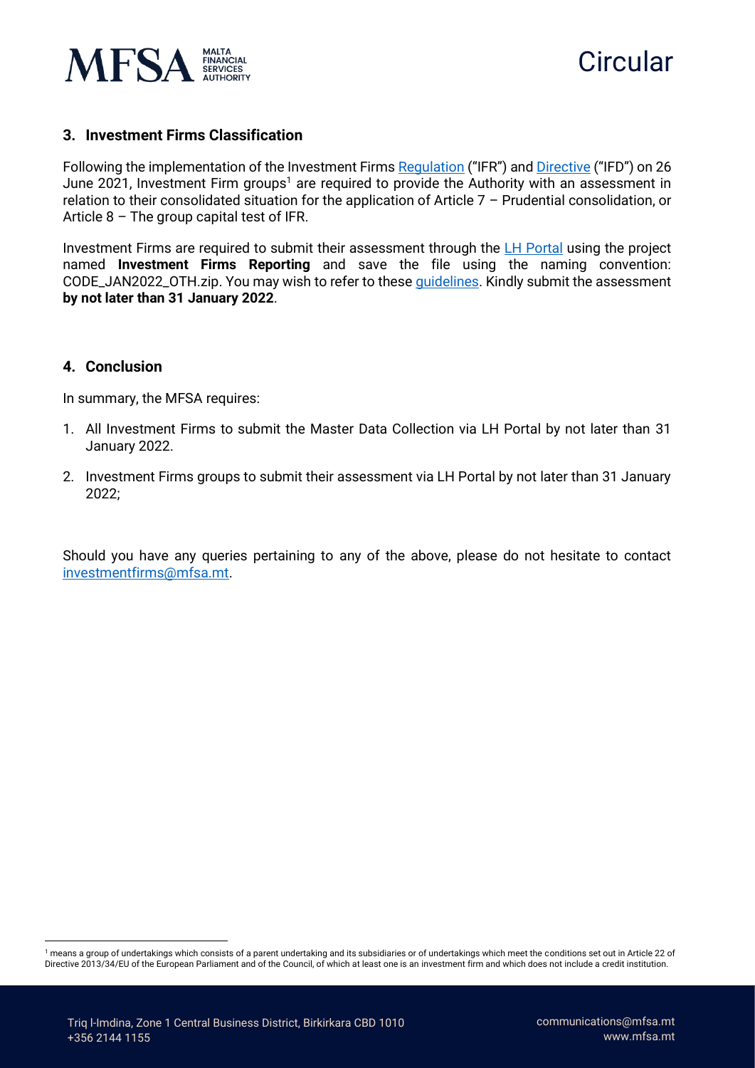## 3. Investment Firms Classification

Following the implementation of the Investment Firms Regulation ("IFR") and Directive ("IFD") on 26 June 2021, Investment Firm groups[1] are required to provide the Authority with an assessment in relation to their consolidated situation for the application of Article 7 – Prudential consolidation, or Article 8 – The group capital test of IFR.

Investment Firms are required to submit their assessment through the LH Portal using the project named **Investment Firms Reporting** and save the file using the naming convention: CODE_JAN2022_OTH.zip. You may wish to refer to these guidelines. Kindly submit the assessment **by not later than 31 January 2022**.

## 4. Conclusion

In summary, the MFSA requires:

1. All Investment Firms to submit the Master Data Collection via LH Portal by not later than 31 January 2022.
2. Investment Firms groups to submit their assessment via LH Portal by not later than 31 January 2022;

Should you have any queries pertaining to any of the above, please do not hesitate to contact investmentfirms@mfsa.mt.

[1] means a group of undertakings which consists of a parent undertaking and its subsidiaries or of undertakings which meet the conditions set out in Article 22 of Directive 2013/34/EU of the European Parliament and of the Council, of which at least one is an investment firm and which does not include a credit institution.